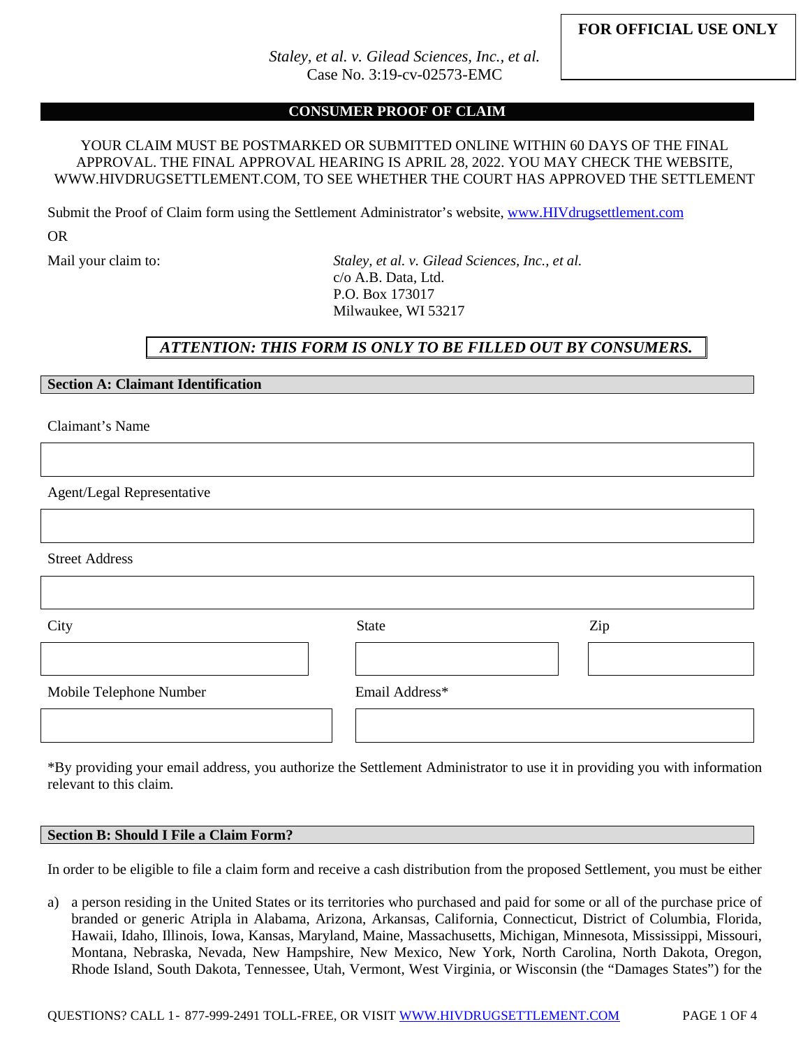**FOR OFFICIAL USE ONLY**

*Staley, et al. v. Gilead Sciences, Inc., et al.*
Case No. 3:19-cv-02573-EMC

## CONSUMER PROOF OF CLAIM

YOUR CLAIM MUST BE POSTMARKED OR SUBMITTED ONLINE WITHIN 60 DAYS OF THE FINAL APPROVAL. THE FINAL APPROVAL HEARING IS APRIL 28, 2022. YOU MAY CHECK THE WEBSITE, WWW.HIVDRUGSETTLEMENT.COM, TO SEE WHETHER THE COURT HAS APPROVED THE SETTLEMENT

Submit the Proof of Claim form using the Settlement Administrator's website, www.HIVdrugsettlement.com

OR

Mail your claim to:

*Staley, et al. v. Gilead Sciences, Inc., et al.*
c/o A.B. Data, Ltd.
P.O. Box 173017
Milwaukee, WI 53217

***ATTENTION: THIS FORM IS ONLY TO BE FILLED OUT BY CONSUMERS.***

### Section A: Claimant Identification

Claimant's Name

Agent/Legal Representative

Street Address

| City | State | Zip |
|---|---|---|
| | | |

| Mobile Telephone Number | Email Address* |
|---|---|
| | |

*By providing your email address, you authorize the Settlement Administrator to use it in providing you with information relevant to this claim.

### Section B: Should I File a Claim Form?

In order to be eligible to file a claim form and receive a cash distribution from the proposed Settlement, you must be either

a) a person residing in the United States or its territories who purchased and paid for some or all of the purchase price of branded or generic Atripla in Alabama, Arizona, Arkansas, California, Connecticut, District of Columbia, Florida, Hawaii, Idaho, Illinois, Iowa, Kansas, Maryland, Maine, Massachusetts, Michigan, Minnesota, Mississippi, Missouri, Montana, Nebraska, Nevada, New Hampshire, New Mexico, New York, North Carolina, North Dakota, Oregon, Rhode Island, South Dakota, Tennessee, Utah, Vermont, West Virginia, or Wisconsin (the "Damages States") for the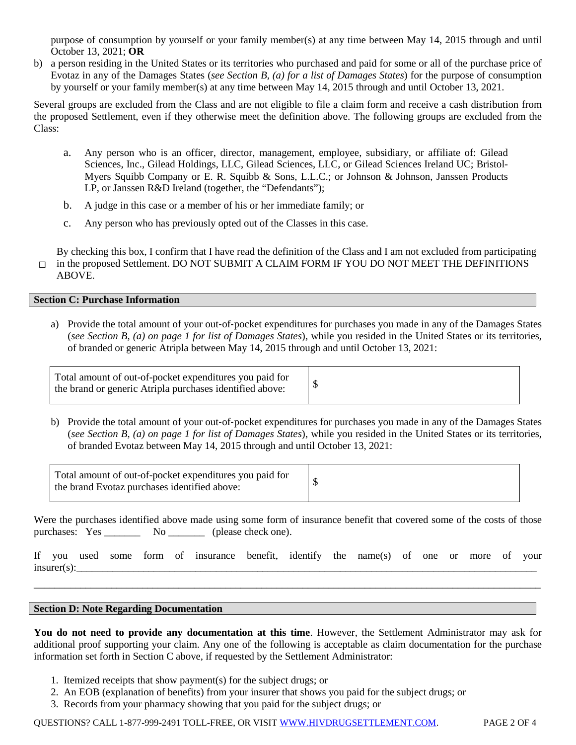purpose of consumption by yourself or your family member(s) at any time between May 14, 2015 through and until October 13, 2021; **OR**

b) a person residing in the United States or its territories who purchased and paid for some or all of the purchase price of Evotaz in any of the Damages States (*see Section B, (a) for a list of Damages States*) for the purpose of consumption by yourself or your family member(s) at any time between May 14, 2015 through and until October 13, 2021.

Several groups are excluded from the Class and are not eligible to file a claim form and receive a cash distribution from the proposed Settlement, even if they otherwise meet the definition above. The following groups are excluded from the Class:

a. Any person who is an officer, director, management, employee, subsidiary, or affiliate of: Gilead Sciences, Inc., Gilead Holdings, LLC, Gilead Sciences, LLC, or Gilead Sciences Ireland UC; Bristol-Myers Squibb Company or E. R. Squibb & Sons, L.L.C.; or Johnson & Johnson, Janssen Products LP, or Janssen R&D Ireland (together, the "Defendants");

b. A judge in this case or a member of his or her immediate family; or

c. Any person who has previously opted out of the Classes in this case.

☐ By checking this box, I confirm that I have read the definition of the Class and I am not excluded from participating in the proposed Settlement. DO NOT SUBMIT A CLAIM FORM IF YOU DO NOT MEET THE DEFINITIONS ABOVE.

## Section C: Purchase Information

a) Provide the total amount of your out-of-pocket expenditures for purchases you made in any of the Damages States (*see Section B, (a) on page 1 for list of Damages States*), while you resided in the United States or its territories, of branded or generic Atripla between May 14, 2015 through and until October 13, 2021:

| Total amount of out-of-pocket expenditures you paid for the brand or generic Atripla purchases identified above: | $ |
|---|---|

b) Provide the total amount of your out-of-pocket expenditures for purchases you made in any of the Damages States (*see Section B, (a) on page 1 for list of Damages States*), while you resided in the United States or its territories, of branded Evotaz between May 14, 2015 through and until October 13, 2021:

| Total amount of out-of-pocket expenditures you paid for the brand Evotaz purchases identified above: | $ |
|---|---|

Were the purchases identified above made using some form of insurance benefit that covered some of the costs of those purchases: Yes _______ No _______ (please check one).

If you used some form of insurance benefit, identify the name(s) of one or more of your insurer(s):______________________________________________________________________________

______________________________________________________________________________________________

## Section D: Note Regarding Documentation

**You do not need to provide any documentation at this time**. However, the Settlement Administrator may ask for additional proof supporting your claim. Any one of the following is acceptable as claim documentation for the purchase information set forth in Section C above, if requested by the Settlement Administrator:

1. Itemized receipts that show payment(s) for the subject drugs; or
2. An EOB (explanation of benefits) from your insurer that shows you paid for the subject drugs; or
3. Records from your pharmacy showing that you paid for the subject drugs; or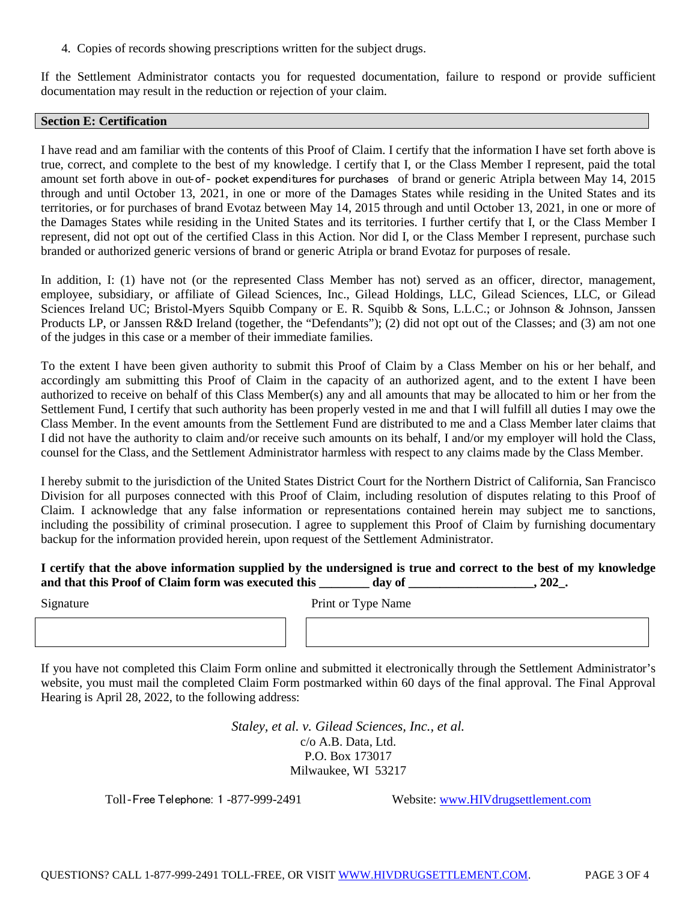4. Copies of records showing prescriptions written for the subject drugs.

If the Settlement Administrator contacts you for requested documentation, failure to respond or provide sufficient documentation may result in the reduction or rejection of your claim.

## Section E: Certification

I have read and am familiar with the contents of this Proof of Claim. I certify that the information I have set forth above is true, correct, and complete to the best of my knowledge. I certify that I, or the Class Member I represent, paid the total amount set forth above in out-of- pocket expenditures for purchases of brand or generic Atripla between May 14, 2015 through and until October 13, 2021, in one or more of the Damages States while residing in the United States and its territories, or for purchases of brand Evotaz between May 14, 2015 through and until October 13, 2021, in one or more of the Damages States while residing in the United States and its territories. I further certify that I, or the Class Member I represent, did not opt out of the certified Class in this Action. Nor did I, or the Class Member I represent, purchase such branded or authorized generic versions of brand or generic Atripla or brand Evotaz for purposes of resale.

In addition, I: (1) have not (or the represented Class Member has not) served as an officer, director, management, employee, subsidiary, or affiliate of Gilead Sciences, Inc., Gilead Holdings, LLC, Gilead Sciences, LLC, or Gilead Sciences Ireland UC; Bristol-Myers Squibb Company or E. R. Squibb & Sons, L.L.C.; or Johnson & Johnson, Janssen Products LP, or Janssen R&D Ireland (together, the "Defendants"); (2) did not opt out of the Classes; and (3) am not one of the judges in this case or a member of their immediate families.

To the extent I have been given authority to submit this Proof of Claim by a Class Member on his or her behalf, and accordingly am submitting this Proof of Claim in the capacity of an authorized agent, and to the extent I have been authorized to receive on behalf of this Class Member(s) any and all amounts that may be allocated to him or her from the Settlement Fund, I certify that such authority has been properly vested in me and that I will fulfill all duties I may owe the Class Member. In the event amounts from the Settlement Fund are distributed to me and a Class Member later claims that I did not have the authority to claim and/or receive such amounts on its behalf, I and/or my employer will hold the Class, counsel for the Class, and the Settlement Administrator harmless with respect to any claims made by the Class Member.

I hereby submit to the jurisdiction of the United States District Court for the Northern District of California, San Francisco Division for all purposes connected with this Proof of Claim, including resolution of disputes relating to this Proof of Claim. I acknowledge that any false information or representations contained herein may subject me to sanctions, including the possibility of criminal prosecution. I agree to supplement this Proof of Claim by furnishing documentary backup for the information provided herein, upon request of the Settlement Administrator.

**I certify that the above information supplied by the undersigned is true and correct to the best of my knowledge and that this Proof of Claim form was executed this ________ day of ____________________, 202_.**

| Signature | Print or Type Name |
| --- | --- |
| | |

If you have not completed this Claim Form online and submitted it electronically through the Settlement Administrator's website, you must mail the completed Claim Form postmarked within 60 days of the final approval. The Final Approval Hearing is April 28, 2022, to the following address:

*Staley, et al. v. Gilead Sciences, Inc., et al.*
c/o A.B. Data, Ltd.
P.O. Box 173017
Milwaukee, WI 53217

Toll-Free Telephone: 1-877-999-2491 Website: www.HIVdrugsettlement.com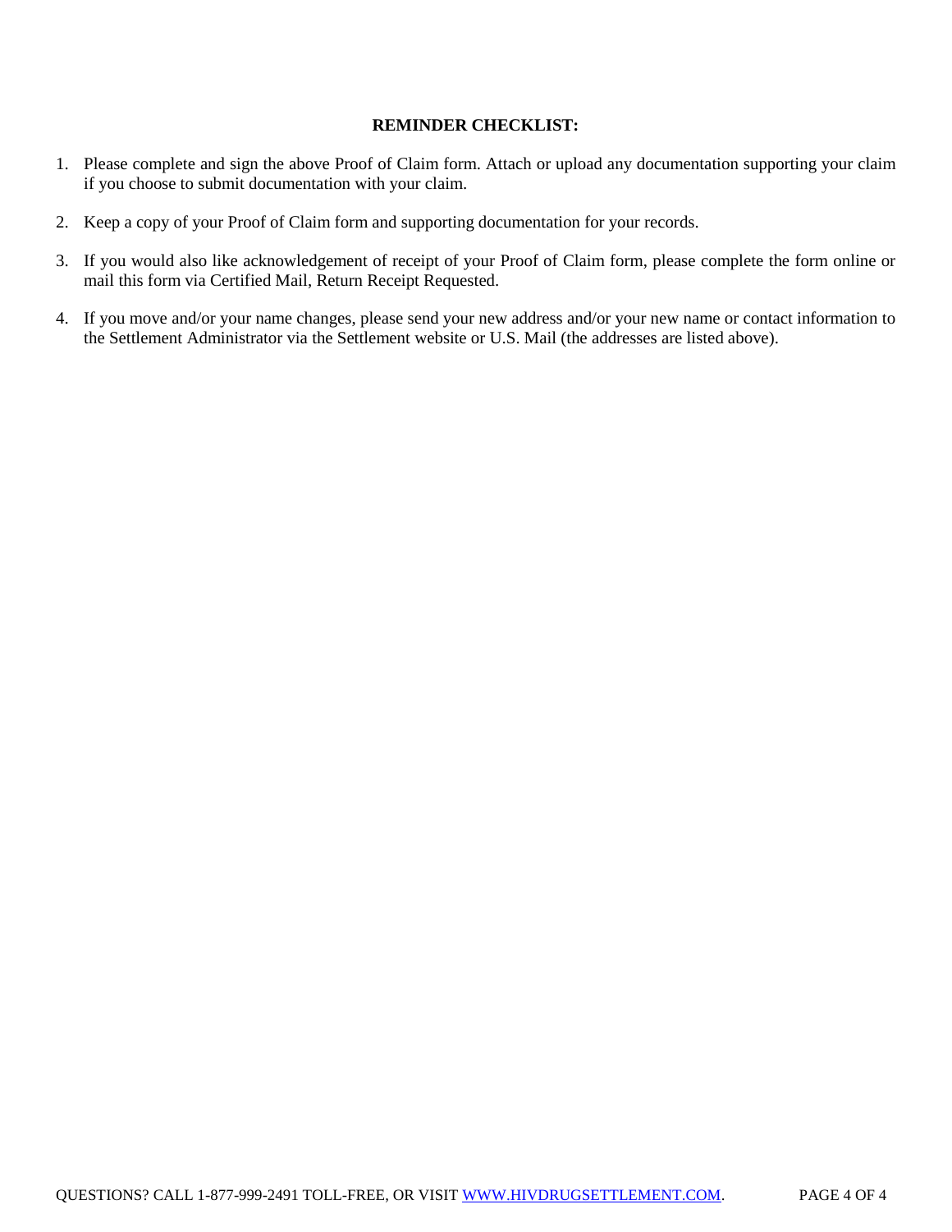**REMINDER CHECKLIST:**

1. Please complete and sign the above Proof of Claim form. Attach or upload any documentation supporting your claim if you choose to submit documentation with your claim.

2. Keep a copy of your Proof of Claim form and supporting documentation for your records.

3. If you would also like acknowledgement of receipt of your Proof of Claim form, please complete the form online or mail this form via Certified Mail, Return Receipt Requested.

4. If you move and/or your name changes, please send your new address and/or your new name or contact information to the Settlement Administrator via the Settlement website or U.S. Mail (the addresses are listed above).